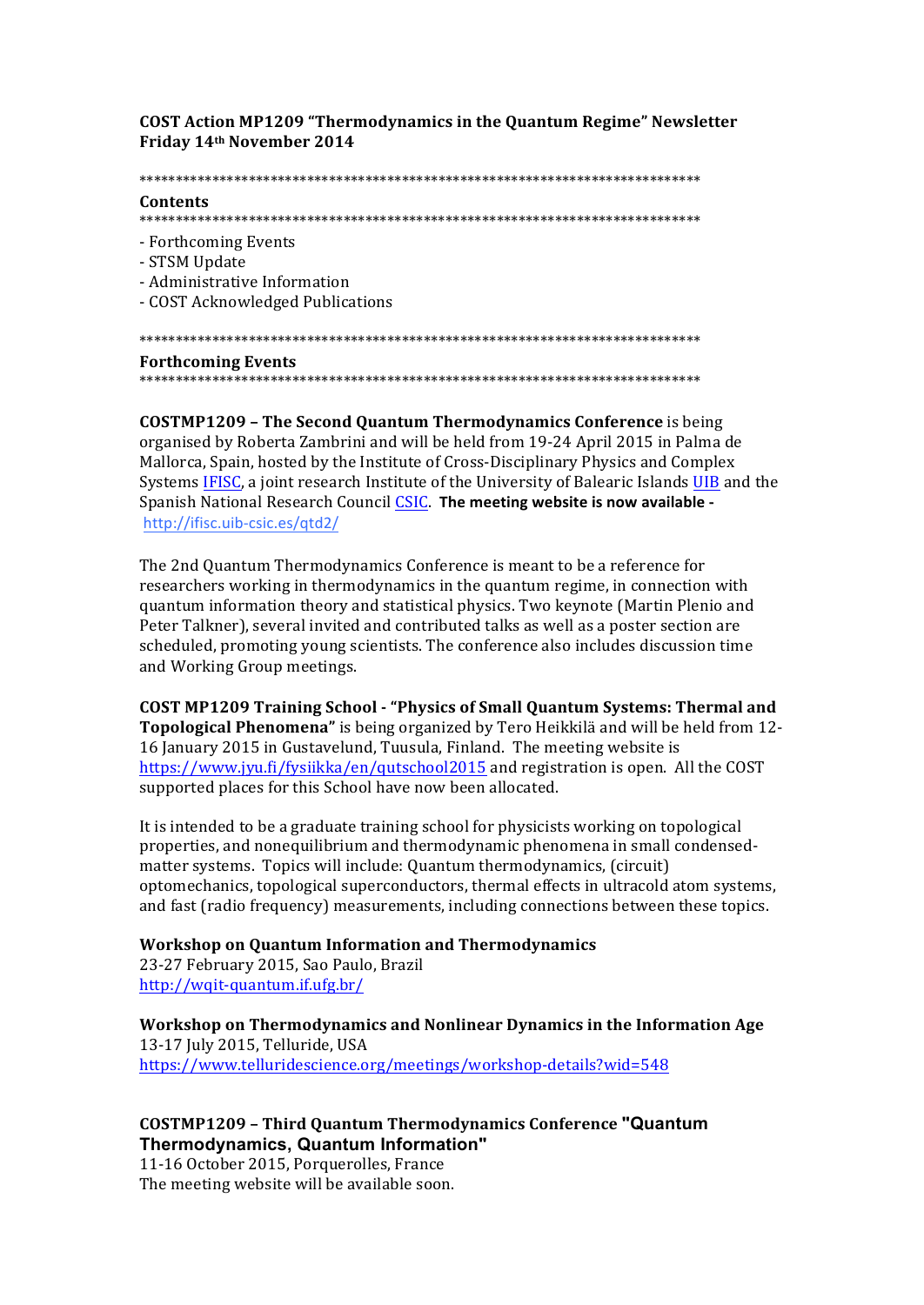**COST Action MP1209 "Thermodynamics in the Quantum Regime" Newsletter**
**Friday 14th November 2014**

******************************************************************************

**Contents**

******************************************************************************

- Forthcoming Events
- STSM Update
- Administrative Information
- COST Acknowledged Publications

******************************************************************************

**Forthcoming Events**

******************************************************************************

**COSTMP1209 – The Second Quantum Thermodynamics Conference** is being organised by Roberta Zambrini and will be held from 19-24 April 2015 in Palma de Mallorca, Spain, hosted by the Institute of Cross-Disciplinary Physics and Complex Systems IFISC, a joint research Institute of the University of Balearic Islands UIB and the Spanish National Research Council CSIC. **The meeting website is now available -** http://ifisc.uib-csic.es/qtd2/

The 2nd Quantum Thermodynamics Conference is meant to be a reference for researchers working in thermodynamics in the quantum regime, in connection with quantum information theory and statistical physics. Two keynote (Martin Plenio and Peter Talkner), several invited and contributed talks as well as a poster section are scheduled, promoting young scientists. The conference also includes discussion time and Working Group meetings.

**COST MP1209 Training School - "Physics of Small Quantum Systems: Thermal and Topological Phenomena"** is being organized by Tero Heikkilä and will be held from 12-16 January 2015 in Gustavelund, Tuusula, Finland. The meeting website is https://www.jyu.fi/fysiikka/en/qutschool2015 and registration is open. All the COST supported places for this School have now been allocated.

It is intended to be a graduate training school for physicists working on topological properties, and nonequilibrium and thermodynamic phenomena in small condensed-matter systems. Topics will include: Quantum thermodynamics, (circuit) optomechanics, topological superconductors, thermal effects in ultracold atom systems, and fast (radio frequency) measurements, including connections between these topics.

**Workshop on Quantum Information and Thermodynamics**
23-27 February 2015, Sao Paulo, Brazil
http://wqit-quantum.if.ufg.br/

**Workshop on Thermodynamics and Nonlinear Dynamics in the Information Age**
13-17 July 2015, Telluride, USA
https://www.telluridescience.org/meetings/workshop-details?wid=548

**COSTMP1209 – Third Quantum Thermodynamics Conference "Quantum Thermodynamics, Quantum Information"**
11-16 October 2015, Porquerolles, France
The meeting website will be available soon.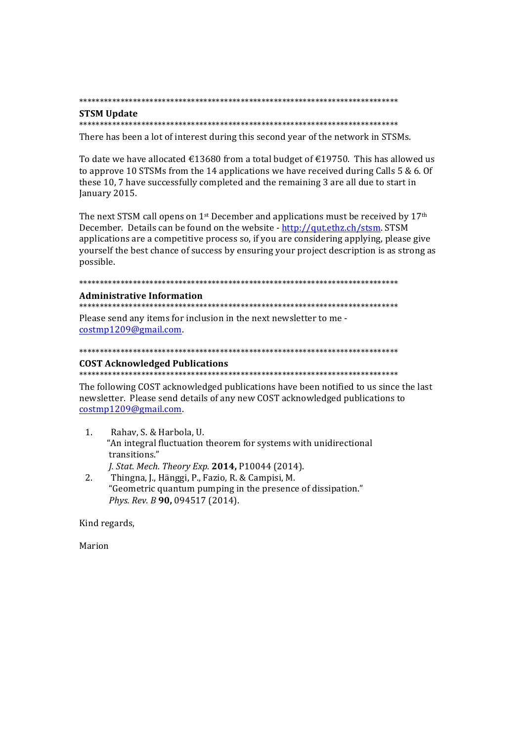*******************************************************************************

**STSM Update**

*******************************************************************************

There has been a lot of interest during this second year of the network in STSMs.

To date we have allocated €13680 from a total budget of €19750. This has allowed us to approve 10 STSMs from the 14 applications we have received during Calls 5 & 6. Of these 10, 7 have successfully completed and the remaining 3 are all due to start in January 2015.

The next STSM call opens on 1st December and applications must be received by 17th December. Details can be found on the website - [http://qut.ethz.ch/stsm](http://qut.ethz.ch/stsm). STSM applications are a competitive process so, if you are considering applying, please give yourself the best chance of success by ensuring your project description is as strong as possible.

*******************************************************************************

**Administrative Information**

*******************************************************************************

Please send any items for inclusion in the next newsletter to me - [costmp1209@gmail.com](mailto:costmp1209@gmail.com).

*******************************************************************************

**COST Acknowledged Publications**

*******************************************************************************

The following COST acknowledged publications have been notified to us since the last newsletter. Please send details of any new COST acknowledged publications to [costmp1209@gmail.com](mailto:costmp1209@gmail.com).

1. Rahav, S. & Harbola, U.
   "An integral fluctuation theorem for systems with unidirectional transitions."
   *J. Stat. Mech. Theory Exp.* **2014,** P10044 (2014).
2. Thingna, J., Hänggi, P., Fazio, R. & Campisi, M.
   "Geometric quantum pumping in the presence of dissipation."
   *Phys. Rev. B* **90,** 094517 (2014).

Kind regards,

Marion